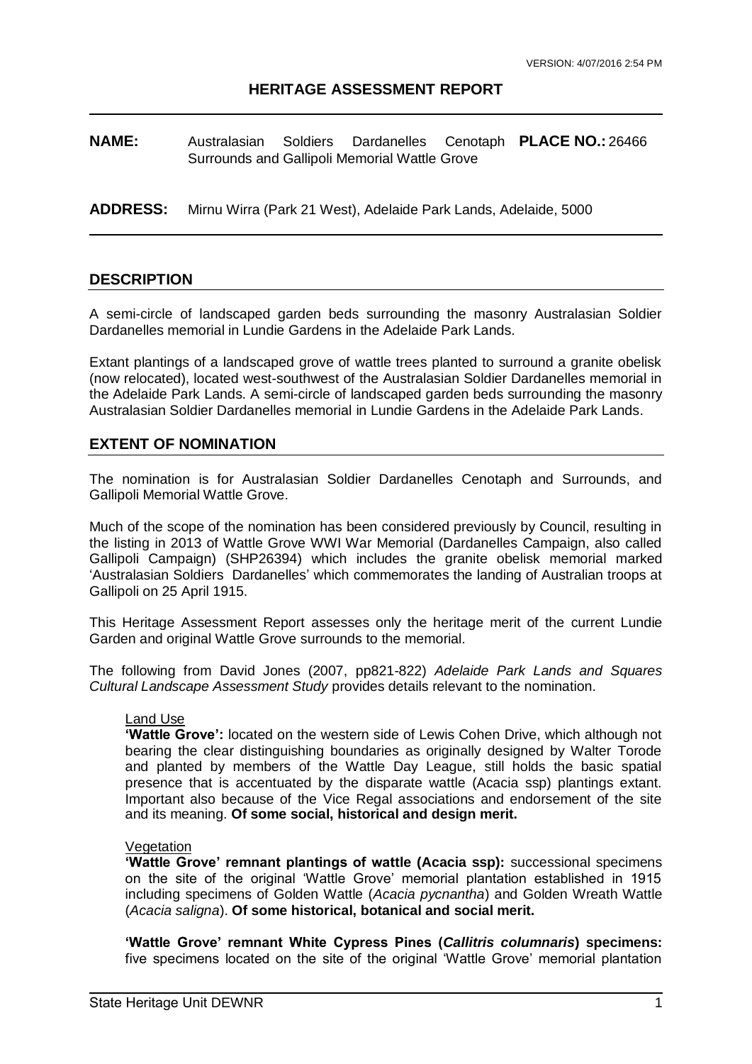# HERITAGE ASSESSMENT REPORT

**NAME:** Australasian Soldiers Dardanelles Cenotaph Surrounds and Gallipoli Memorial Wattle Grove **PLACE NO.:** 26466

**ADDRESS:** Mirnu Wirra (Park 21 West), Adelaide Park Lands, Adelaide, 5000

## DESCRIPTION

A semi-circle of landscaped garden beds surrounding the masonry Australasian Soldier Dardanelles memorial in Lundie Gardens in the Adelaide Park Lands.

Extant plantings of a landscaped grove of wattle trees planted to surround a granite obelisk (now relocated), located west-southwest of the Australasian Soldier Dardanelles memorial in the Adelaide Park Lands. A semi-circle of landscaped garden beds surrounding the masonry Australasian Soldier Dardanelles memorial in Lundie Gardens in the Adelaide Park Lands.

## EXTENT OF NOMINATION

The nomination is for Australasian Soldier Dardanelles Cenotaph and Surrounds, and Gallipoli Memorial Wattle Grove.

Much of the scope of the nomination has been considered previously by Council, resulting in the listing in 2013 of Wattle Grove WWI War Memorial (Dardanelles Campaign, also called Gallipoli Campaign) (SHP26394) which includes the granite obelisk memorial marked 'Australasian Soldiers Dardanelles' which commemorates the landing of Australian troops at Gallipoli on 25 April 1915.

This Heritage Assessment Report assesses only the heritage merit of the current Lundie Garden and original Wattle Grove surrounds to the memorial.

The following from David Jones (2007, pp821-822) *Adelaide Park Lands and Squares Cultural Landscape Assessment Study* provides details relevant to the nomination.

> Land Use
>
> **'Wattle Grove':** located on the western side of Lewis Cohen Drive, which although not bearing the clear distinguishing boundaries as originally designed by Walter Torode and planted by members of the Wattle Day League, still holds the basic spatial presence that is accentuated by the disparate wattle (Acacia ssp) plantings extant. Important also because of the Vice Regal associations and endorsement of the site and its meaning. **Of some social, historical and design merit.**
>
> Vegetation
>
> **'Wattle Grove' remnant plantings of wattle (Acacia ssp):** successional specimens on the site of the original 'Wattle Grove' memorial plantation established in 1915 including specimens of Golden Wattle (*Acacia pycnantha*) and Golden Wreath Wattle (*Acacia saligna*). **Of some historical, botanical and social merit.**
>
> **'Wattle Grove' remnant White Cypress Pines (*Callitris columnaris*) specimens:** five specimens located on the site of the original 'Wattle Grove' memorial plantation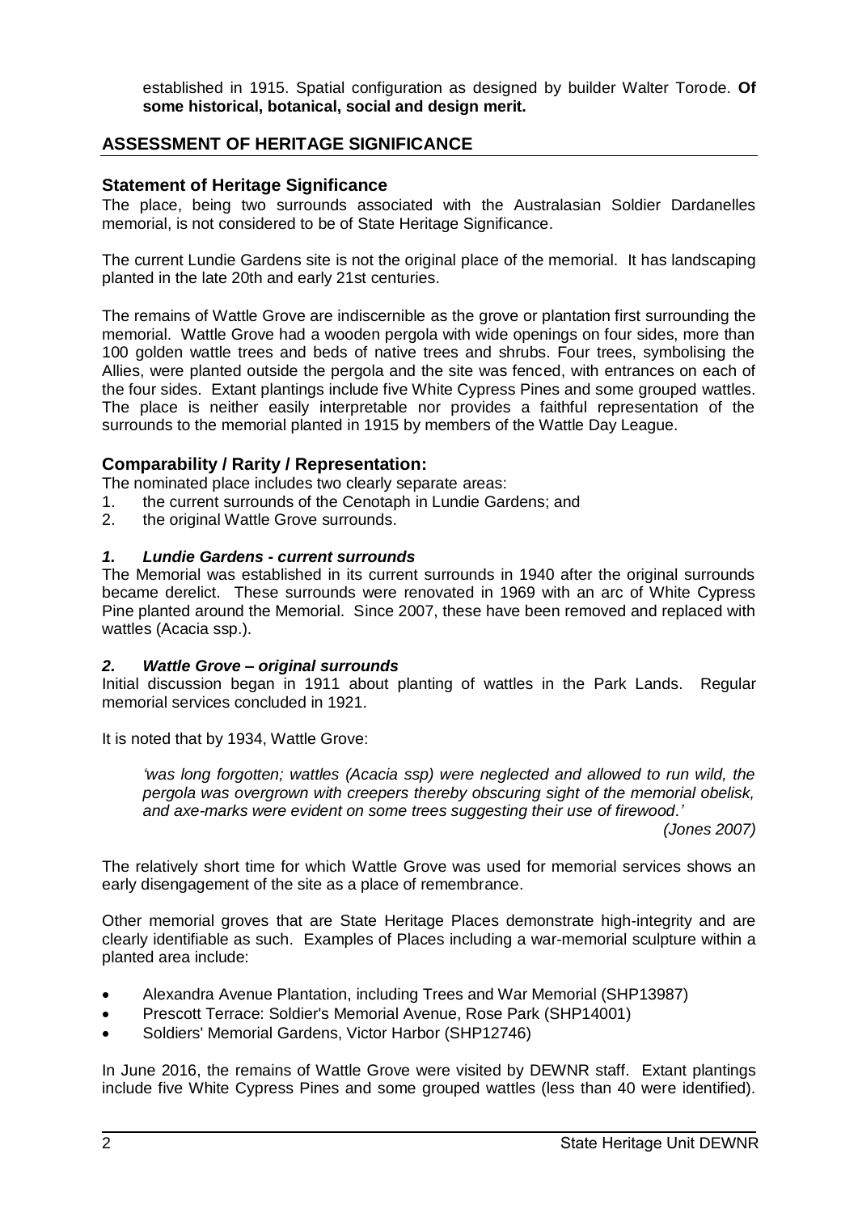established in 1915. Spatial configuration as designed by builder Walter Torode. **Of some historical, botanical, social and design merit.**

## ASSESSMENT OF HERITAGE SIGNIFICANCE

### Statement of Heritage Significance

The place, being two surrounds associated with the Australasian Soldier Dardanelles memorial, is not considered to be of State Heritage Significance.

The current Lundie Gardens site is not the original place of the memorial. It has landscaping planted in the late 20th and early 21st centuries.

The remains of Wattle Grove are indiscernible as the grove or plantation first surrounding the memorial. Wattle Grove had a wooden pergola with wide openings on four sides, more than 100 golden wattle trees and beds of native trees and shrubs. Four trees, symbolising the Allies, were planted outside the pergola and the site was fenced, with entrances on each of the four sides. Extant plantings include five White Cypress Pines and some grouped wattles. The place is neither easily interpretable nor provides a faithful representation of the surrounds to the memorial planted in 1915 by members of the Wattle Day League.

### Comparability / Rarity / Representation:

The nominated place includes two clearly separate areas:

1. the current surrounds of the Cenotaph in Lundie Gardens; and
2. the original Wattle Grove surrounds.

#### *1. Lundie Gardens - current surrounds*

The Memorial was established in its current surrounds in 1940 after the original surrounds became derelict. These surrounds were renovated in 1969 with an arc of White Cypress Pine planted around the Memorial. Since 2007, these have been removed and replaced with wattles (Acacia ssp.).

#### *2. Wattle Grove – original surrounds*

Initial discussion began in 1911 about planting of wattles in the Park Lands. Regular memorial services concluded in 1921.

It is noted that by 1934, Wattle Grove:

> *'was long forgotten; wattles (Acacia ssp) were neglected and allowed to run wild, the pergola was overgrown with creepers thereby obscuring sight of the memorial obelisk, and axe-marks were evident on some trees suggesting their use of firewood.'*
>
> *(Jones 2007)*

The relatively short time for which Wattle Grove was used for memorial services shows an early disengagement of the site as a place of remembrance.

Other memorial groves that are State Heritage Places demonstrate high-integrity and are clearly identifiable as such. Examples of Places including a war-memorial sculpture within a planted area include:

- Alexandra Avenue Plantation, including Trees and War Memorial (SHP13987)
- Prescott Terrace: Soldier's Memorial Avenue, Rose Park (SHP14001)
- Soldiers' Memorial Gardens, Victor Harbor (SHP12746)

In June 2016, the remains of Wattle Grove were visited by DEWNR staff. Extant plantings include five White Cypress Pines and some grouped wattles (less than 40 were identified).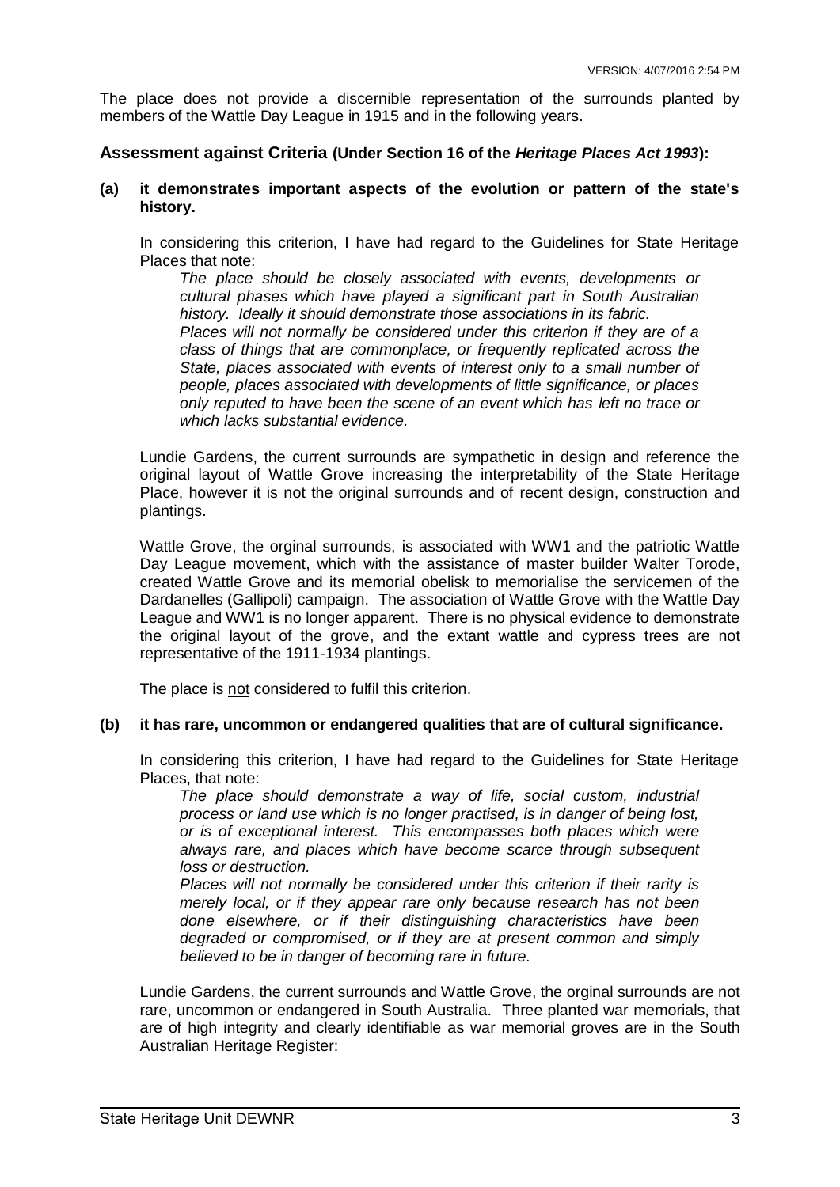The place does not provide a discernible representation of the surrounds planted by members of the Wattle Day League in 1915 and in the following years.

### Assessment against Criteria (Under Section 16 of the *Heritage Places Act 1993*):

**(a) it demonstrates important aspects of the evolution or pattern of the state's history.**

In considering this criterion, I have had regard to the Guidelines for State Heritage Places that note:

*The place should be closely associated with events, developments or cultural phases which have played a significant part in South Australian history. Ideally it should demonstrate those associations in its fabric.*
*Places will not normally be considered under this criterion if they are of a class of things that are commonplace, or frequently replicated across the State, places associated with events of interest only to a small number of people, places associated with developments of little significance, or places only reputed to have been the scene of an event which has left no trace or which lacks substantial evidence.*

Lundie Gardens, the current surrounds are sympathetic in design and reference the original layout of Wattle Grove increasing the interpretability of the State Heritage Place, however it is not the original surrounds and of recent design, construction and plantings.

Wattle Grove, the orginal surrounds, is associated with WW1 and the patriotic Wattle Day League movement, which with the assistance of master builder Walter Torode, created Wattle Grove and its memorial obelisk to memorialise the servicemen of the Dardanelles (Gallipoli) campaign. The association of Wattle Grove with the Wattle Day League and WW1 is no longer apparent. There is no physical evidence to demonstrate the original layout of the grove, and the extant wattle and cypress trees are not representative of the 1911-1934 plantings.

The place is <u>not</u> considered to fulfil this criterion.

**(b) it has rare, uncommon or endangered qualities that are of cultural significance.**

In considering this criterion, I have had regard to the Guidelines for State Heritage Places, that note:

*The place should demonstrate a way of life, social custom, industrial process or land use which is no longer practised, is in danger of being lost, or is of exceptional interest. This encompasses both places which were always rare, and places which have become scarce through subsequent loss or destruction.*
*Places will not normally be considered under this criterion if their rarity is merely local, or if they appear rare only because research has not been done elsewhere, or if their distinguishing characteristics have been degraded or compromised, or if they are at present common and simply believed to be in danger of becoming rare in future.*

Lundie Gardens, the current surrounds and Wattle Grove, the orginal surrounds are not rare, uncommon or endangered in South Australia. Three planted war memorials, that are of high integrity and clearly identifiable as war memorial groves are in the South Australian Heritage Register: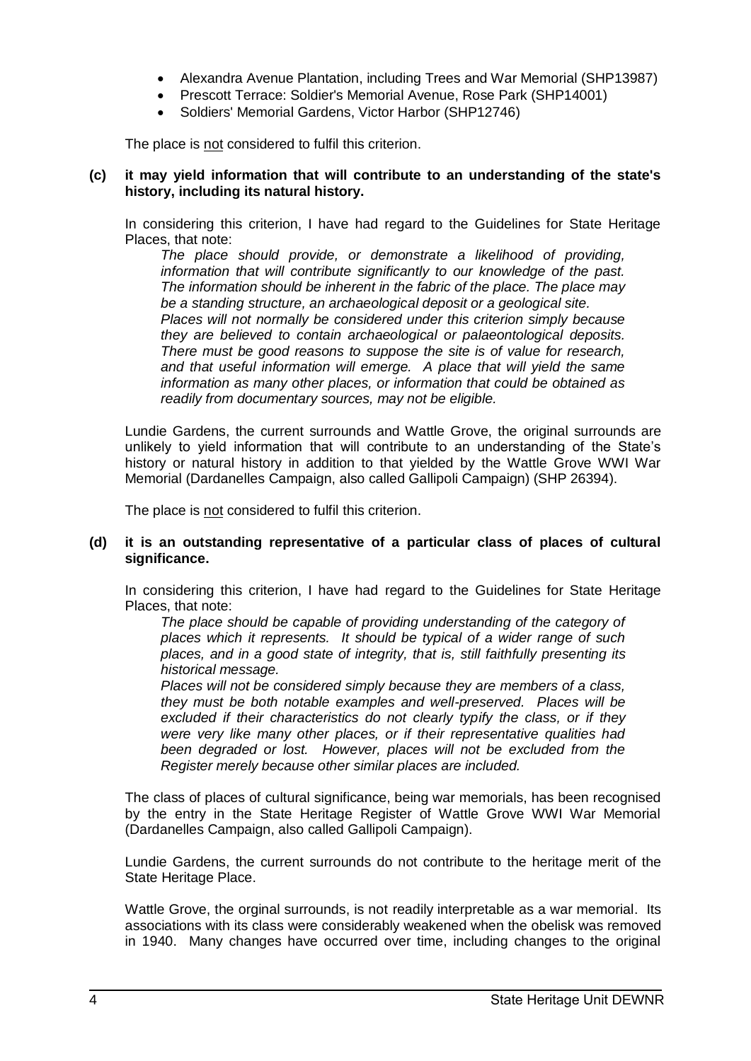- Alexandra Avenue Plantation, including Trees and War Memorial (SHP13987)
- Prescott Terrace: Soldier's Memorial Avenue, Rose Park (SHP14001)
- Soldiers' Memorial Gardens, Victor Harbor (SHP12746)

The place is <u>not</u> considered to fulfil this criterion.

**(c) it may yield information that will contribute to an understanding of the state's history, including its natural history.**

In considering this criterion, I have had regard to the Guidelines for State Heritage Places, that note:

> *The place should provide, or demonstrate a likelihood of providing, information that will contribute significantly to our knowledge of the past. The information should be inherent in the fabric of the place. The place may be a standing structure, an archaeological deposit or a geological site.*
>
> *Places will not normally be considered under this criterion simply because they are believed to contain archaeological or palaeontological deposits. There must be good reasons to suppose the site is of value for research, and that useful information will emerge. A place that will yield the same information as many other places, or information that could be obtained as readily from documentary sources, may not be eligible.*

Lundie Gardens, the current surrounds and Wattle Grove, the original surrounds are unlikely to yield information that will contribute to an understanding of the State's history or natural history in addition to that yielded by the Wattle Grove WWI War Memorial (Dardanelles Campaign, also called Gallipoli Campaign) (SHP 26394).

The place is <u>not</u> considered to fulfil this criterion.

**(d) it is an outstanding representative of a particular class of places of cultural significance.**

In considering this criterion, I have had regard to the Guidelines for State Heritage Places, that note:

> *The place should be capable of providing understanding of the category of places which it represents. It should be typical of a wider range of such places, and in a good state of integrity, that is, still faithfully presenting its historical message.*
>
> *Places will not be considered simply because they are members of a class, they must be both notable examples and well-preserved. Places will be excluded if their characteristics do not clearly typify the class, or if they were very like many other places, or if their representative qualities had been degraded or lost. However, places will not be excluded from the Register merely because other similar places are included.*

The class of places of cultural significance, being war memorials, has been recognised by the entry in the State Heritage Register of Wattle Grove WWI War Memorial (Dardanelles Campaign, also called Gallipoli Campaign).

Lundie Gardens, the current surrounds do not contribute to the heritage merit of the State Heritage Place.

Wattle Grove, the orginal surrounds, is not readily interpretable as a war memorial. Its associations with its class were considerably weakened when the obelisk was removed in 1940. Many changes have occurred over time, including changes to the original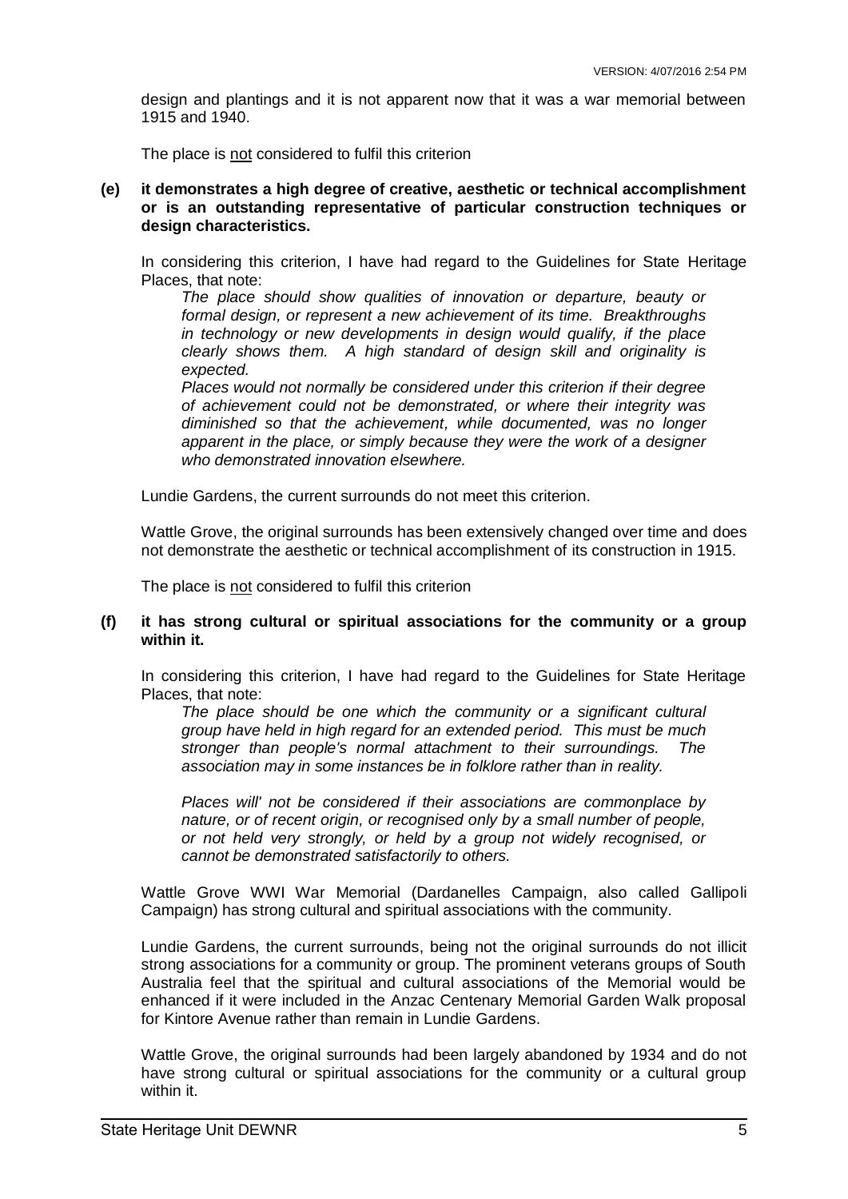design and plantings and it is not apparent now that it was a war memorial between 1915 and 1940.

The place is not considered to fulfil this criterion

**(e) it demonstrates a high degree of creative, aesthetic or technical accomplishment or is an outstanding representative of particular construction techniques or design characteristics.**

In considering this criterion, I have had regard to the Guidelines for State Heritage Places, that note:

> *The place should show qualities of innovation or departure, beauty or formal design, or represent a new achievement of its time. Breakthroughs in technology or new developments in design would qualify, if the place clearly shows them. A high standard of design skill and originality is expected.*
>
> *Places would not normally be considered under this criterion if their degree of achievement could not be demonstrated, or where their integrity was diminished so that the achievement, while documented, was no longer apparent in the place, or simply because they were the work of a designer who demonstrated innovation elsewhere.*

Lundie Gardens, the current surrounds do not meet this criterion.

Wattle Grove, the original surrounds has been extensively changed over time and does not demonstrate the aesthetic or technical accomplishment of its construction in 1915.

The place is not considered to fulfil this criterion

**(f) it has strong cultural or spiritual associations for the community or a group within it.**

In considering this criterion, I have had regard to the Guidelines for State Heritage Places, that note:

> *The place should be one which the community or a significant cultural group have held in high regard for an extended period. This must be much stronger than people's normal attachment to their surroundings. The association may in some instances be in folklore rather than in reality.*
>
> *Places will' not be considered if their associations are commonplace by nature, or of recent origin, or recognised only by a small number of people, or not held very strongly, or held by a group not widely recognised, or cannot be demonstrated satisfactorily to others.*

Wattle Grove WWI War Memorial (Dardanelles Campaign, also called Gallipoli Campaign) has strong cultural and spiritual associations with the community.

Lundie Gardens, the current surrounds, being not the original surrounds do not illicit strong associations for a community or group. The prominent veterans groups of South Australia feel that the spiritual and cultural associations of the Memorial would be enhanced if it were included in the Anzac Centenary Memorial Garden Walk proposal for Kintore Avenue rather than remain in Lundie Gardens.

Wattle Grove, the original surrounds had been largely abandoned by 1934 and do not have strong cultural or spiritual associations for the community or a cultural group within it.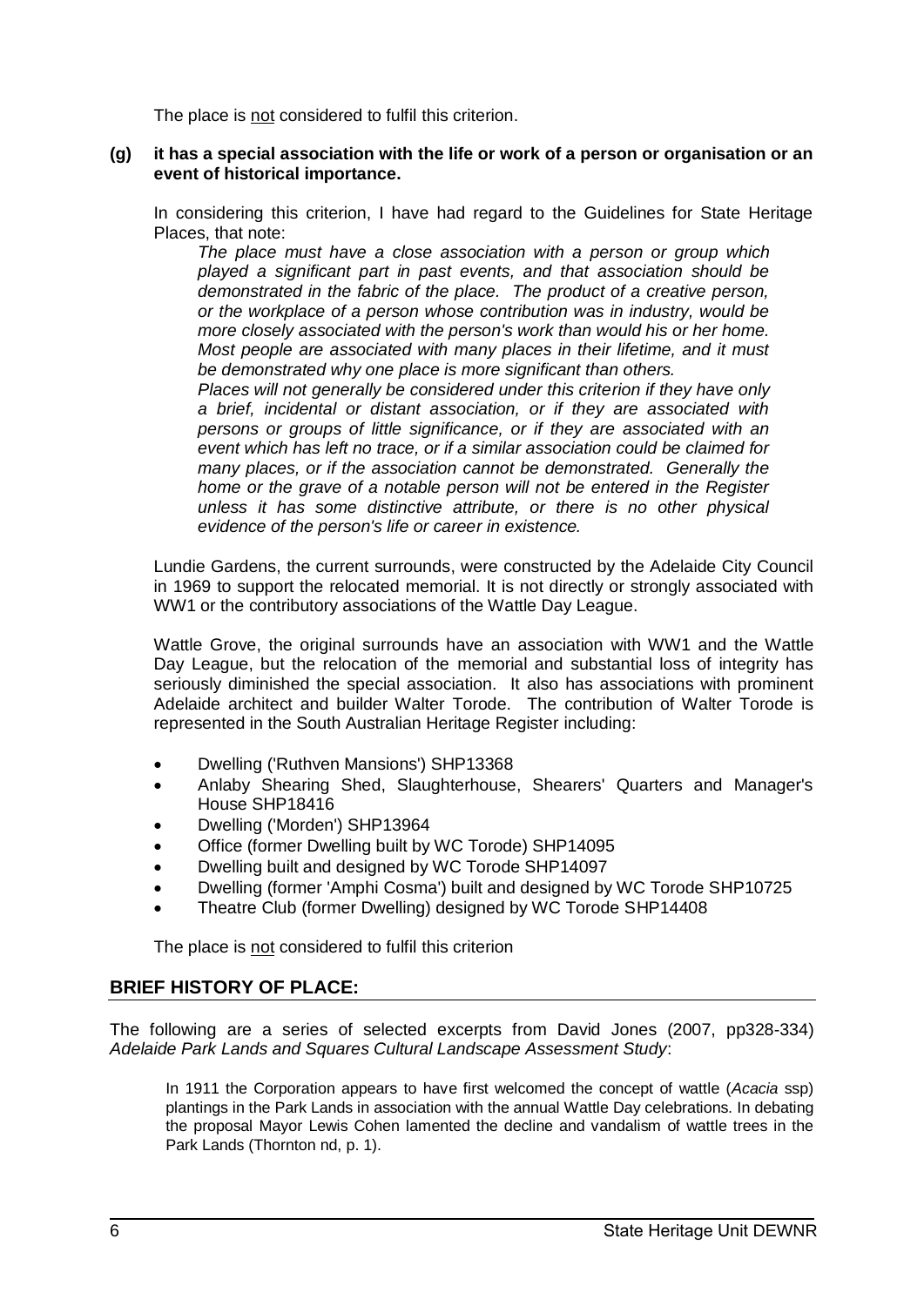The place is not considered to fulfil this criterion.

**(g) it has a special association with the life or work of a person or organisation or an event of historical importance.**

In considering this criterion, I have had regard to the Guidelines for State Heritage Places, that note:

> *The place must have a close association with a person or group which played a significant part in past events, and that association should be demonstrated in the fabric of the place. The product of a creative person, or the workplace of a person whose contribution was in industry, would be more closely associated with the person's work than would his or her home. Most people are associated with many places in their lifetime, and it must be demonstrated why one place is more significant than others.*
>
> *Places will not generally be considered under this criterion if they have only a brief, incidental or distant association, or if they are associated with persons or groups of little significance, or if they are associated with an event which has left no trace, or if a similar association could be claimed for many places, or if the association cannot be demonstrated. Generally the home or the grave of a notable person will not be entered in the Register unless it has some distinctive attribute, or there is no other physical evidence of the person's life or career in existence.*

Lundie Gardens, the current surrounds, were constructed by the Adelaide City Council in 1969 to support the relocated memorial. It is not directly or strongly associated with WW1 or the contributory associations of the Wattle Day League.

Wattle Grove, the original surrounds have an association with WW1 and the Wattle Day League, but the relocation of the memorial and substantial loss of integrity has seriously diminished the special association. It also has associations with prominent Adelaide architect and builder Walter Torode. The contribution of Walter Torode is represented in the South Australian Heritage Register including:

- Dwelling ('Ruthven Mansions') SHP13368
- Anlaby Shearing Shed, Slaughterhouse, Shearers' Quarters and Manager's House SHP18416
- Dwelling ('Morden') SHP13964
- Office (former Dwelling built by WC Torode) SHP14095
- Dwelling built and designed by WC Torode SHP14097
- Dwelling (former 'Amphi Cosma') built and designed by WC Torode SHP10725
- Theatre Club (former Dwelling) designed by WC Torode SHP14408

The place is not considered to fulfil this criterion

## BRIEF HISTORY OF PLACE:

The following are a series of selected excerpts from David Jones (2007, pp328-334) *Adelaide Park Lands and Squares Cultural Landscape Assessment Study*:

> In 1911 the Corporation appears to have first welcomed the concept of wattle (*Acacia* ssp) plantings in the Park Lands in association with the annual Wattle Day celebrations. In debating the proposal Mayor Lewis Cohen lamented the decline and vandalism of wattle trees in the Park Lands (Thornton nd, p. 1).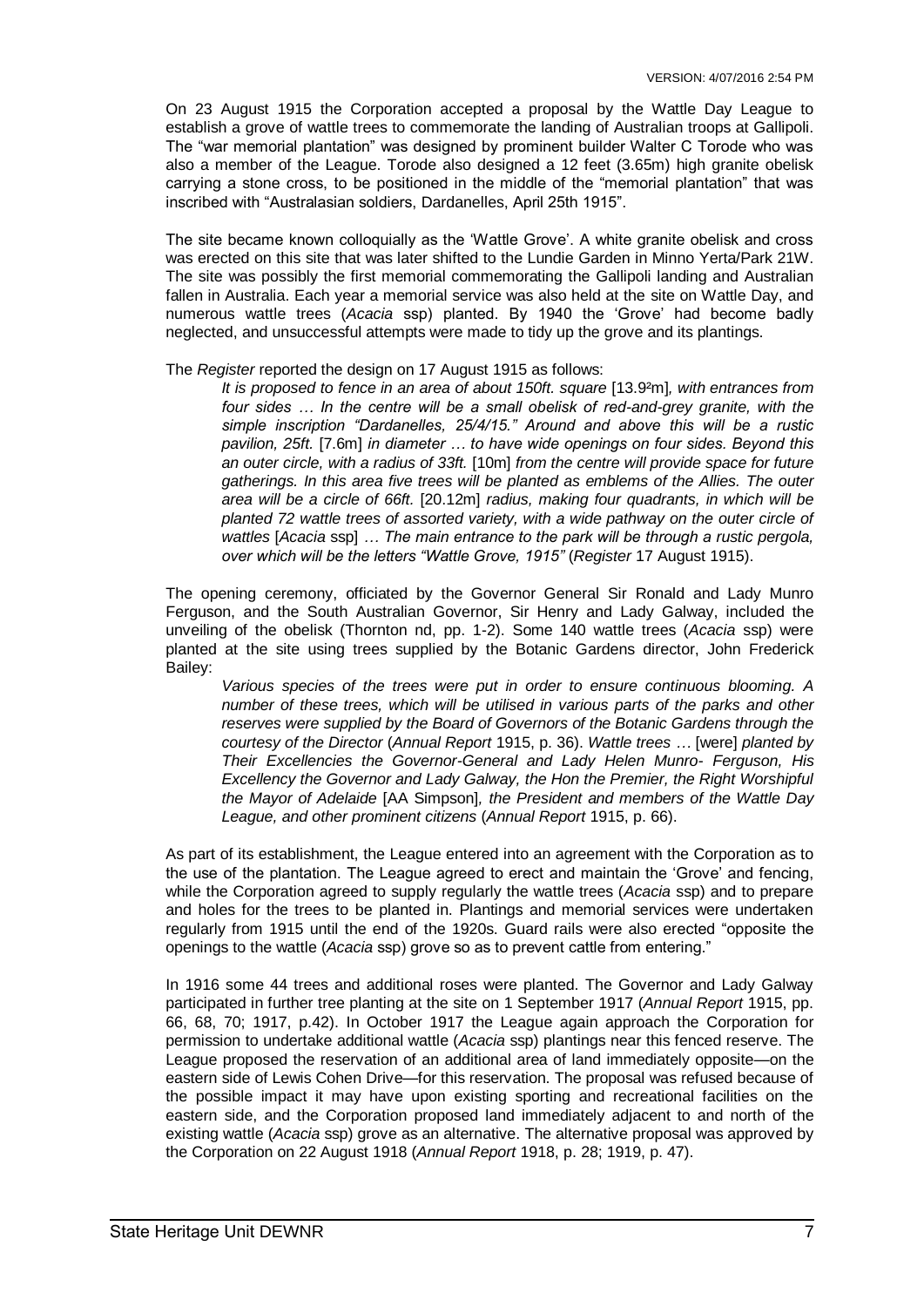On 23 August 1915 the Corporation accepted a proposal by the Wattle Day League to establish a grove of wattle trees to commemorate the landing of Australian troops at Gallipoli. The "war memorial plantation" was designed by prominent builder Walter C Torode who was also a member of the League. Torode also designed a 12 feet (3.65m) high granite obelisk carrying a stone cross, to be positioned in the middle of the "memorial plantation" that was inscribed with "Australasian soldiers, Dardanelles, April 25th 1915".

The site became known colloquially as the 'Wattle Grove'. A white granite obelisk and cross was erected on this site that was later shifted to the Lundie Garden in Minno Yerta/Park 21W. The site was possibly the first memorial commemorating the Gallipoli landing and Australian fallen in Australia. Each year a memorial service was also held at the site on Wattle Day, and numerous wattle trees (*Acacia* ssp) planted. By 1940 the 'Grove' had become badly neglected, and unsuccessful attempts were made to tidy up the grove and its plantings.

The *Register* reported the design on 17 August 1915 as follows:

> *It is proposed to fence in an area of about 150ft. square* [13.9²m]*, with entrances from four sides … In the centre will be a small obelisk of red-and-grey granite, with the simple inscription "Dardanelles, 25/4/15." Around and above this will be a rustic pavilion, 25ft.* [7.6m] *in diameter … to have wide openings on four sides. Beyond this an outer circle, with a radius of 33ft.* [10m] *from the centre will provide space for future gatherings. In this area five trees will be planted as emblems of the Allies. The outer area will be a circle of 66ft.* [20.12m] *radius, making four quadrants, in which will be planted 72 wattle trees of assorted variety, with a wide pathway on the outer circle of wattles* [*Acacia* ssp] *… The main entrance to the park will be through a rustic pergola, over which will be the letters "Wattle Grove, 1915"* (*Register* 17 August 1915).

The opening ceremony, officiated by the Governor General Sir Ronald and Lady Munro Ferguson, and the South Australian Governor, Sir Henry and Lady Galway, included the unveiling of the obelisk (Thornton nd, pp. 1-2). Some 140 wattle trees (*Acacia* ssp) were planted at the site using trees supplied by the Botanic Gardens director, John Frederick Bailey:

> *Various species of the trees were put in order to ensure continuous blooming. A number of these trees, which will be utilised in various parts of the parks and other reserves were supplied by the Board of Governors of the Botanic Gardens through the courtesy of the Director* (*Annual Report* 1915, p. 36). *Wattle trees …* [were] *planted by Their Excellencies the Governor-General and Lady Helen Munro- Ferguson, His Excellency the Governor and Lady Galway, the Hon the Premier, the Right Worshipful the Mayor of Adelaide* [AA Simpson]*, the President and members of the Wattle Day League, and other prominent citizens* (*Annual Report* 1915, p. 66).

As part of its establishment, the League entered into an agreement with the Corporation as to the use of the plantation. The League agreed to erect and maintain the 'Grove' and fencing, while the Corporation agreed to supply regularly the wattle trees (*Acacia* ssp) and to prepare and holes for the trees to be planted in. Plantings and memorial services were undertaken regularly from 1915 until the end of the 1920s. Guard rails were also erected "opposite the openings to the wattle (*Acacia* ssp) grove so as to prevent cattle from entering."

In 1916 some 44 trees and additional roses were planted. The Governor and Lady Galway participated in further tree planting at the site on 1 September 1917 (*Annual Report* 1915, pp. 66, 68, 70; 1917, p.42). In October 1917 the League again approach the Corporation for permission to undertake additional wattle (*Acacia* ssp) plantings near this fenced reserve. The League proposed the reservation of an additional area of land immediately opposite—on the eastern side of Lewis Cohen Drive—for this reservation. The proposal was refused because of the possible impact it may have upon existing sporting and recreational facilities on the eastern side, and the Corporation proposed land immediately adjacent to and north of the existing wattle (*Acacia* ssp) grove as an alternative. The alternative proposal was approved by the Corporation on 22 August 1918 (*Annual Report* 1918, p. 28; 1919, p. 47).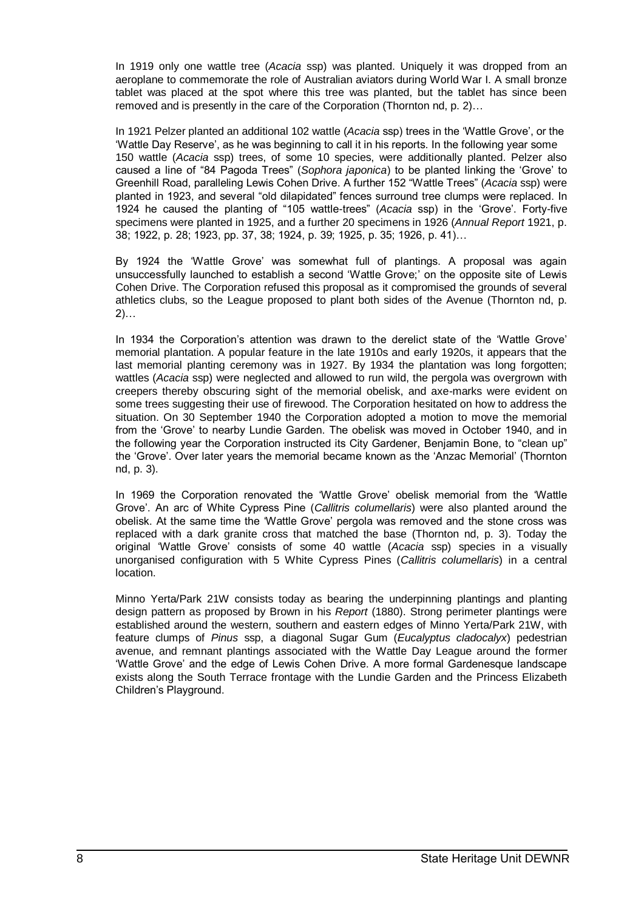In 1919 only one wattle tree (*Acacia* ssp) was planted. Uniquely it was dropped from an aeroplane to commemorate the role of Australian aviators during World War I. A small bronze tablet was placed at the spot where this tree was planted, but the tablet has since been removed and is presently in the care of the Corporation (Thornton nd, p. 2)…

In 1921 Pelzer planted an additional 102 wattle (*Acacia* ssp) trees in the 'Wattle Grove', or the 'Wattle Day Reserve', as he was beginning to call it in his reports. In the following year some 150 wattle (*Acacia* ssp) trees, of some 10 species, were additionally planted. Pelzer also caused a line of "84 Pagoda Trees" (*Sophora japonica*) to be planted linking the 'Grove' to Greenhill Road, paralleling Lewis Cohen Drive. A further 152 "Wattle Trees" (*Acacia* ssp) were planted in 1923, and several "old dilapidated" fences surround tree clumps were replaced. In 1924 he caused the planting of "105 wattle-trees" (*Acacia* ssp) in the 'Grove'. Forty-five specimens were planted in 1925, and a further 20 specimens in 1926 (*Annual Report* 1921, p. 38; 1922, p. 28; 1923, pp. 37, 38; 1924, p. 39; 1925, p. 35; 1926, p. 41)…

By 1924 the 'Wattle Grove' was somewhat full of plantings. A proposal was again unsuccessfully launched to establish a second 'Wattle Grove;' on the opposite site of Lewis Cohen Drive. The Corporation refused this proposal as it compromised the grounds of several athletics clubs, so the League proposed to plant both sides of the Avenue (Thornton nd, p. 2)…

In 1934 the Corporation's attention was drawn to the derelict state of the 'Wattle Grove' memorial plantation. A popular feature in the late 1910s and early 1920s, it appears that the last memorial planting ceremony was in 1927. By 1934 the plantation was long forgotten; wattles (*Acacia* ssp) were neglected and allowed to run wild, the pergola was overgrown with creepers thereby obscuring sight of the memorial obelisk, and axe-marks were evident on some trees suggesting their use of firewood. The Corporation hesitated on how to address the situation. On 30 September 1940 the Corporation adopted a motion to move the memorial from the 'Grove' to nearby Lundie Garden. The obelisk was moved in October 1940, and in the following year the Corporation instructed its City Gardener, Benjamin Bone, to "clean up" the 'Grove'. Over later years the memorial became known as the 'Anzac Memorial' (Thornton nd, p. 3).

In 1969 the Corporation renovated the 'Wattle Grove' obelisk memorial from the 'Wattle Grove'. An arc of White Cypress Pine (*Callitris columellaris*) were also planted around the obelisk. At the same time the 'Wattle Grove' pergola was removed and the stone cross was replaced with a dark granite cross that matched the base (Thornton nd, p. 3). Today the original 'Wattle Grove' consists of some 40 wattle (*Acacia* ssp) species in a visually unorganised configuration with 5 White Cypress Pines (*Callitris columellaris*) in a central location.

Minno Yerta/Park 21W consists today as bearing the underpinning plantings and planting design pattern as proposed by Brown in his *Report* (1880). Strong perimeter plantings were established around the western, southern and eastern edges of Minno Yerta/Park 21W, with feature clumps of *Pinus* ssp, a diagonal Sugar Gum (*Eucalyptus cladocalyx*) pedestrian avenue, and remnant plantings associated with the Wattle Day League around the former 'Wattle Grove' and the edge of Lewis Cohen Drive. A more formal Gardenesque landscape exists along the South Terrace frontage with the Lundie Garden and the Princess Elizabeth Children's Playground.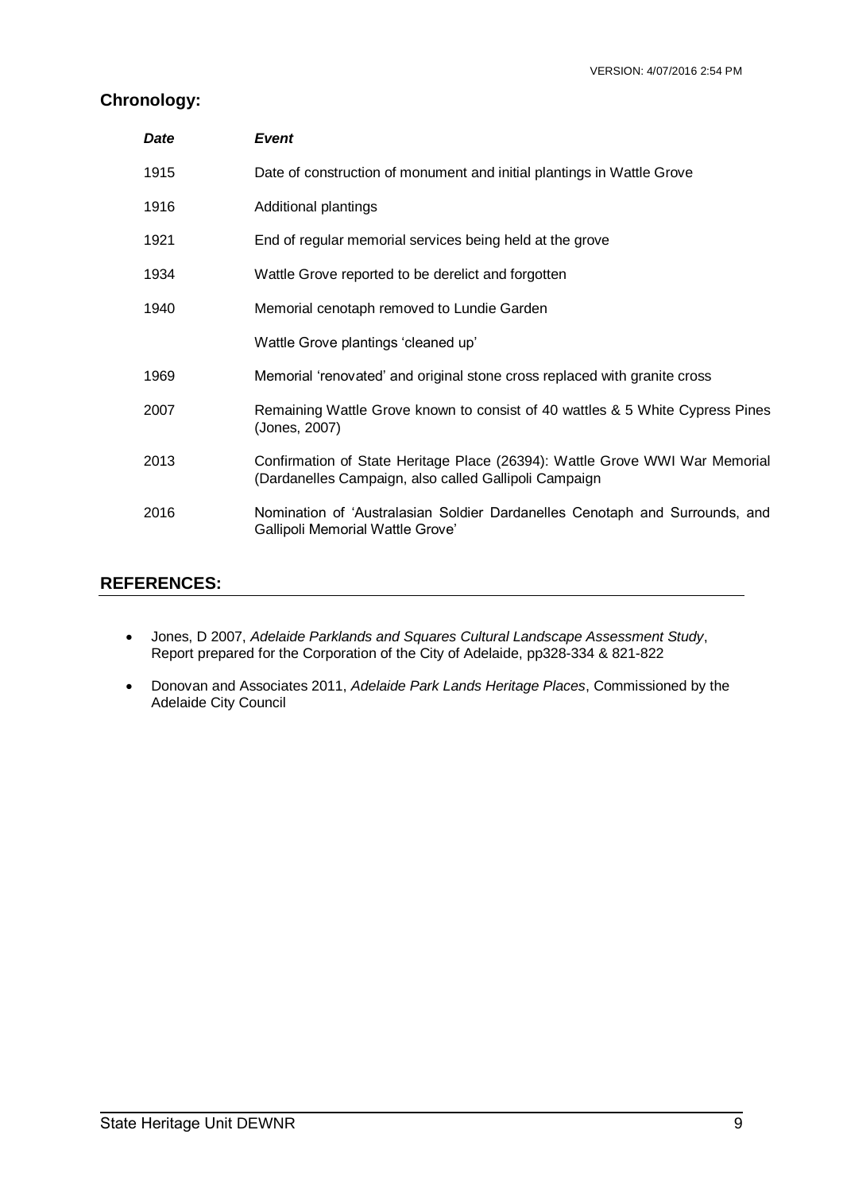## Chronology:

| *Date* | *Event* |
|---|---|
| 1915 | Date of construction of monument and initial plantings in Wattle Grove |
| 1916 | Additional plantings |
| 1921 | End of regular memorial services being held at the grove |
| 1934 | Wattle Grove reported to be derelict and forgotten |
| 1940 | Memorial cenotaph removed to Lundie Garden |
| | Wattle Grove plantings 'cleaned up' |
| 1969 | Memorial 'renovated' and original stone cross replaced with granite cross |
| 2007 | Remaining Wattle Grove known to consist of 40 wattles & 5 White Cypress Pines (Jones, 2007) |
| 2013 | Confirmation of State Heritage Place (26394): Wattle Grove WWI War Memorial (Dardanelles Campaign, also called Gallipoli Campaign |
| 2016 | Nomination of 'Australasian Soldier Dardanelles Cenotaph and Surrounds, and Gallipoli Memorial Wattle Grove' |

## REFERENCES:

- Jones, D 2007, *Adelaide Parklands and Squares Cultural Landscape Assessment Study*, Report prepared for the Corporation of the City of Adelaide, pp328-334 & 821-822
- Donovan and Associates 2011, *Adelaide Park Lands Heritage Places*, Commissioned by the Adelaide City Council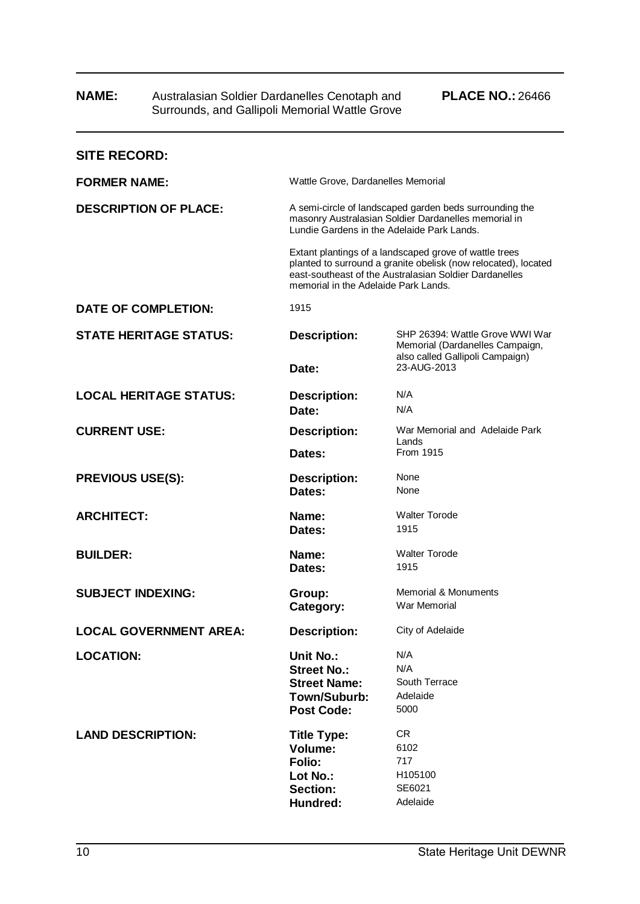**NAME:** Australasian Soldier Dardanelles Cenotaph and Surrounds, and Gallipoli Memorial Wattle Grove **PLACE NO.:** 26466

## SITE RECORD:

| | | |
|---|---|---|
| **FORMER NAME:** | Wattle Grove, Dardanelles Memorial | |
| **DESCRIPTION OF PLACE:** | A semi-circle of landscaped garden beds surrounding the masonry Australasian Soldier Dardanelles memorial in Lundie Gardens in the Adelaide Park Lands.<br><br>Extant plantings of a landscaped grove of wattle trees planted to surround a granite obelisk (now relocated), located east-southeast of the Australasian Soldier Dardanelles memorial in the Adelaide Park Lands. | |
| **DATE OF COMPLETION:** | 1915 | |
| **STATE HERITAGE STATUS:** | **Description:** | SHP 26394: Wattle Grove WWI War Memorial (Dardanelles Campaign, also called Gallipoli Campaign) |
| | **Date:** | 23-AUG-2013 |
| **LOCAL HERITAGE STATUS:** | **Description:** | N/A |
| | **Date:** | N/A |
| **CURRENT USE:** | **Description:** | War Memorial and Adelaide Park Lands |
| | **Dates:** | From 1915 |
| **PREVIOUS USE(S):** | **Description:** | None |
| | **Dates:** | None |
| **ARCHITECT:** | **Name:** | Walter Torode |
| | **Dates:** | 1915 |
| **BUILDER:** | **Name:** | Walter Torode |
| | **Dates:** | 1915 |
| **SUBJECT INDEXING:** | **Group:** | Memorial & Monuments |
| | **Category:** | War Memorial |
| **LOCAL GOVERNMENT AREA:** | **Description:** | City of Adelaide |
| **LOCATION:** | **Unit No.:** | N/A |
| | **Street No.:** | N/A |
| | **Street Name:** | South Terrace |
| | **Town/Suburb:** | Adelaide |
| | **Post Code:** | 5000 |
| **LAND DESCRIPTION:** | **Title Type:** | CR |
| | **Volume:** | 6102 |
| | **Folio:** | 717 |
| | **Lot No.:** | H105100 |
| | **Section:** | SE6021 |
| | **Hundred:** | Adelaide |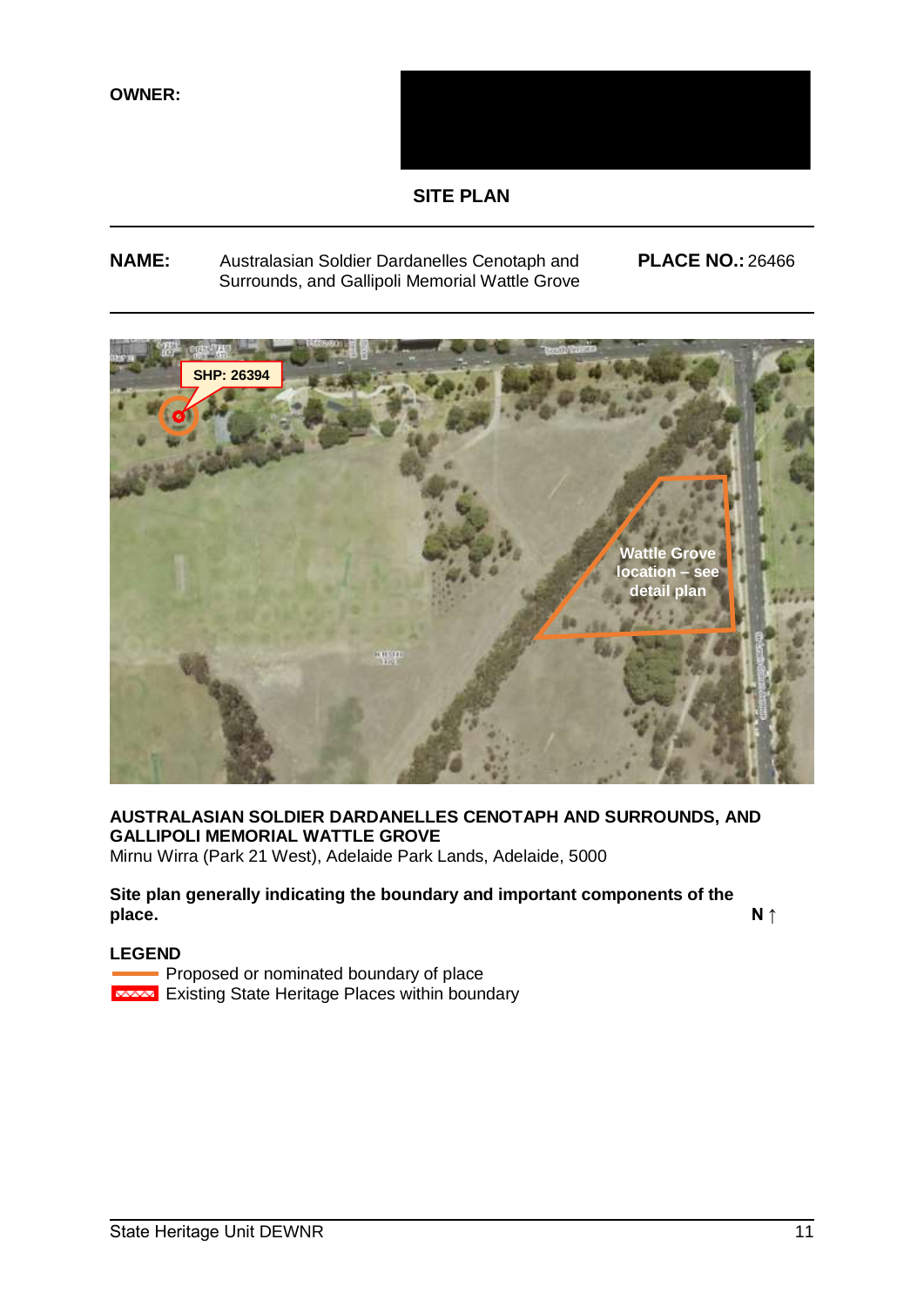**OWNER:**

## SITE PLAN

**NAME:** Australasian Soldier Dardanelles Cenotaph and Surrounds, and Gallipoli Memorial Wattle Grove

**PLACE NO.:** 26466

**AUSTRALASIAN SOLDIER DARDANELLES CENOTAPH AND SURROUNDS, AND GALLIPOLI MEMORIAL WATTLE GROVE**
Mirnu Wirra (Park 21 West), Adelaide Park Lands, Adelaide, 5000

**Site plan generally indicating the boundary and important components of the place.**

**N ↑**

**LEGEND**

- Proposed or nominated boundary of place
- Existing State Heritage Places within boundary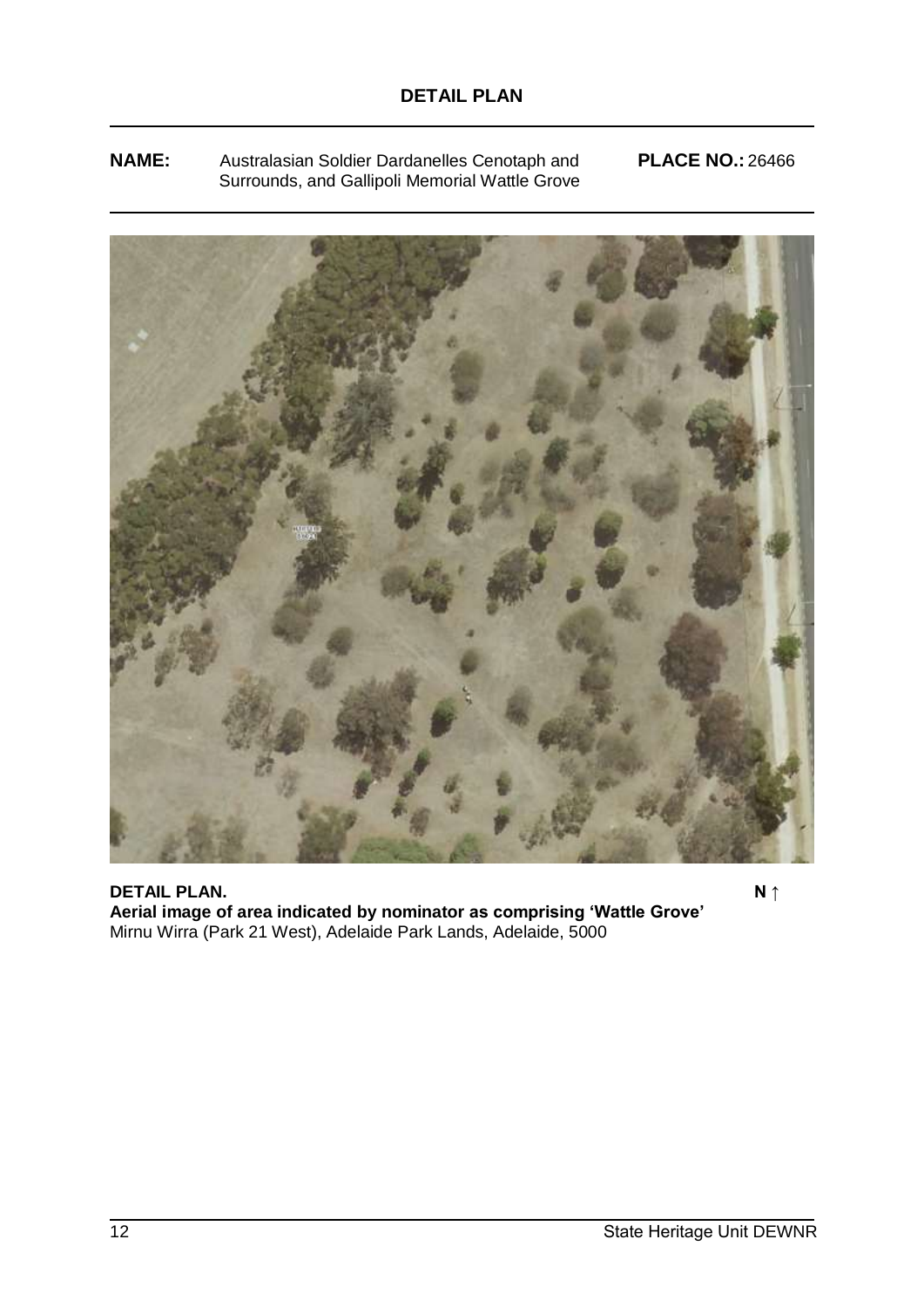# DETAIL PLAN

**NAME:** Australasian Soldier Dardanelles Cenotaph and Surrounds, and Gallipoli Memorial Wattle Grove **PLACE NO.:** 26466

**DETAIL PLAN.** **N ↑**

**Aerial image of area indicated by nominator as comprising 'Wattle Grove'**

Mirnu Wirra (Park 21 West), Adelaide Park Lands, Adelaide, 5000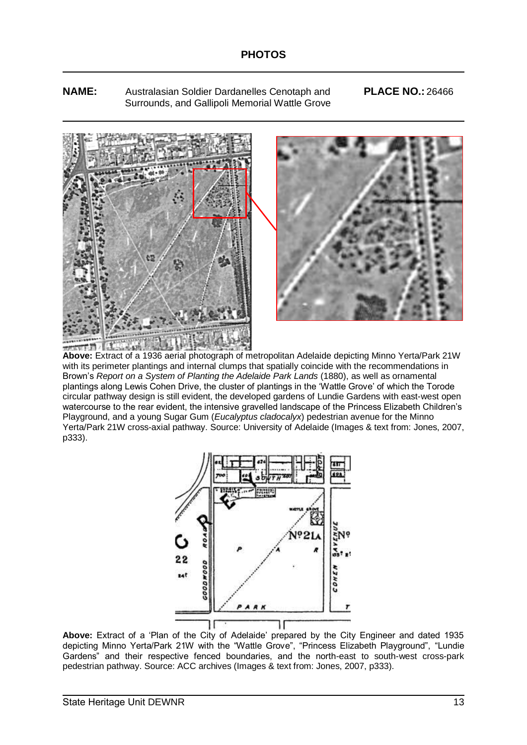## PHOTOS

**NAME:** Australasian Soldier Dardanelles Cenotaph and Surrounds, and Gallipoli Memorial Wattle Grove **PLACE NO.:** 26466

**Above:** Extract of a 1936 aerial photograph of metropolitan Adelaide depicting Minno Yerta/Park 21W with its perimeter plantings and internal clumps that spatially coincide with the recommendations in Brown's *Report on a System of Planting the Adelaide Park Lands* (1880), as well as ornamental plantings along Lewis Cohen Drive, the cluster of plantings in the 'Wattle Grove' of which the Torode circular pathway design is still evident, the developed gardens of Lundie Gardens with east-west open watercourse to the rear evident, the intensive gravelled landscape of the Princess Elizabeth Children's Playground, and a young Sugar Gum (*Eucalyptus cladocalyx*) pedestrian avenue for the Minno Yerta/Park 21W cross-axial pathway. Source: University of Adelaide (Images & text from: Jones, 2007, p333).

**Above:** Extract of a 'Plan of the City of Adelaide' prepared by the City Engineer and dated 1935 depicting Minno Yerta/Park 21W with the "Wattle Grove", "Princess Elizabeth Playground", "Lundie Gardens" and their respective fenced boundaries, and the north-east to south-west cross-park pedestrian pathway. Source: ACC archives (Images & text from: Jones, 2007, p333).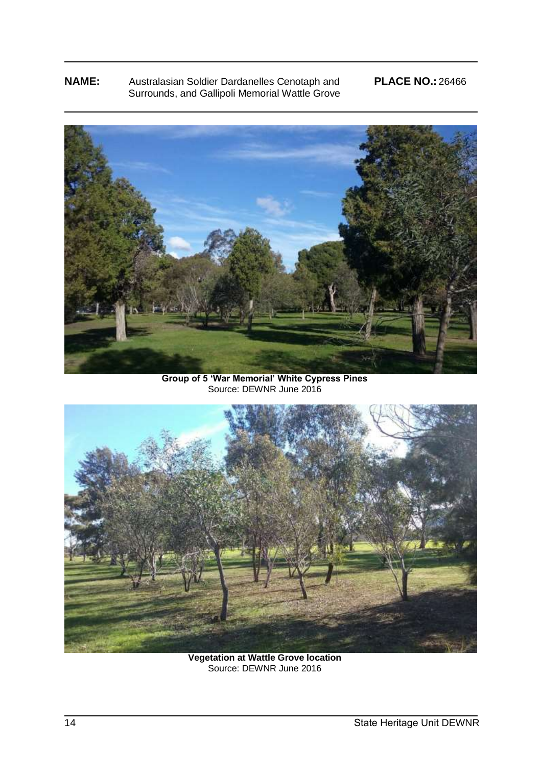**NAME:** Australasian Soldier Dardanelles Cenotaph and Surrounds, and Gallipoli Memorial Wattle Grove **PLACE NO.:** 26466

**Group of 5 'War Memorial' White Cypress Pines**
Source: DEWNR June 2016

**Vegetation at Wattle Grove location**
Source: DEWNR June 2016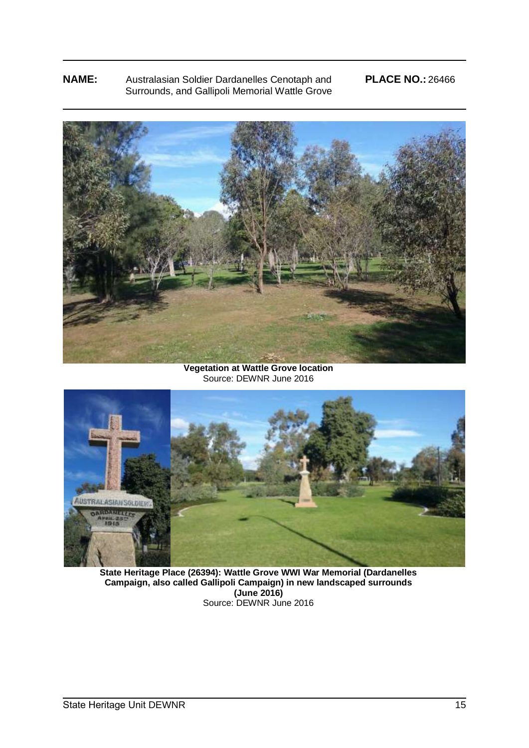**NAME:** Australasian Soldier Dardanelles Cenotaph and Surrounds, and Gallipoli Memorial Wattle Grove **PLACE NO.:** 26466

**Vegetation at Wattle Grove location**
Source: DEWNR June 2016

**State Heritage Place (26394): Wattle Grove WWI War Memorial (Dardanelles Campaign, also called Gallipoli Campaign) in new landscaped surrounds (June 2016)**
Source: DEWNR June 2016